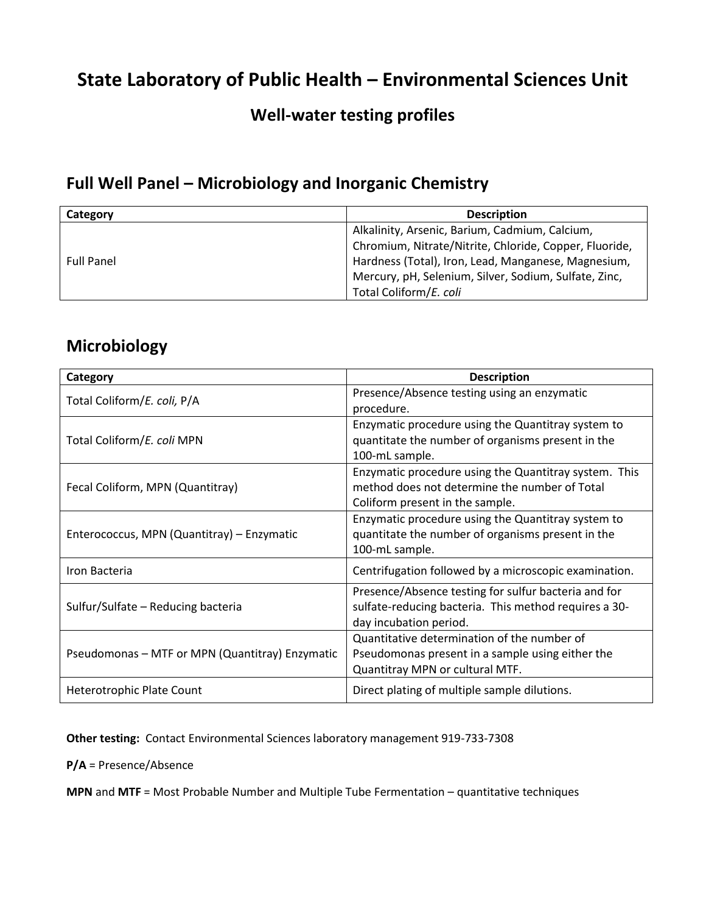# State Laboratory of Public Health – Environmental Sciences Unit

## Well-water testing profiles

## Full Well Panel – Microbiology and Inorganic Chemistry

| Category | Description |
|---|---|
| Full Panel | Alkalinity, Arsenic, Barium, Cadmium, Calcium, Chromium, Nitrate/Nitrite, Chloride, Copper, Fluoride, Hardness (Total), Iron, Lead, Manganese, Magnesium, Mercury, pH, Selenium, Silver, Sodium, Sulfate, Zinc, Total Coliform/*E. coli* |

## Microbiology

| Category | Description |
|---|---|
| Total Coliform/*E. coli,* P/A | Presence/Absence testing using an enzymatic procedure. |
| Total Coliform/*E. coli* MPN | Enzymatic procedure using the Quantitray system to quantitate the number of organisms present in the 100-mL sample. |
| Fecal Coliform, MPN (Quantitray) | Enzymatic procedure using the Quantitray system. This method does not determine the number of Total Coliform present in the sample. |
| Enterococcus, MPN (Quantitray) – Enzymatic | Enzymatic procedure using the Quantitray system to quantitate the number of organisms present in the 100-mL sample. |
| Iron Bacteria | Centrifugation followed by a microscopic examination. |
| Sulfur/Sulfate – Reducing bacteria | Presence/Absence testing for sulfur bacteria and for sulfate-reducing bacteria. This method requires a 30-day incubation period. |
| Pseudomonas – MTF or MPN (Quantitray) Enzymatic | Quantitative determination of the number of Pseudomonas present in a sample using either the Quantitray MPN or cultural MTF. |
| Heterotrophic Plate Count | Direct plating of multiple sample dilutions. |

**Other testing:** Contact Environmental Sciences laboratory management 919-733-7308

**P/A** = Presence/Absence

**MPN** and **MTF** = Most Probable Number and Multiple Tube Fermentation – quantitative techniques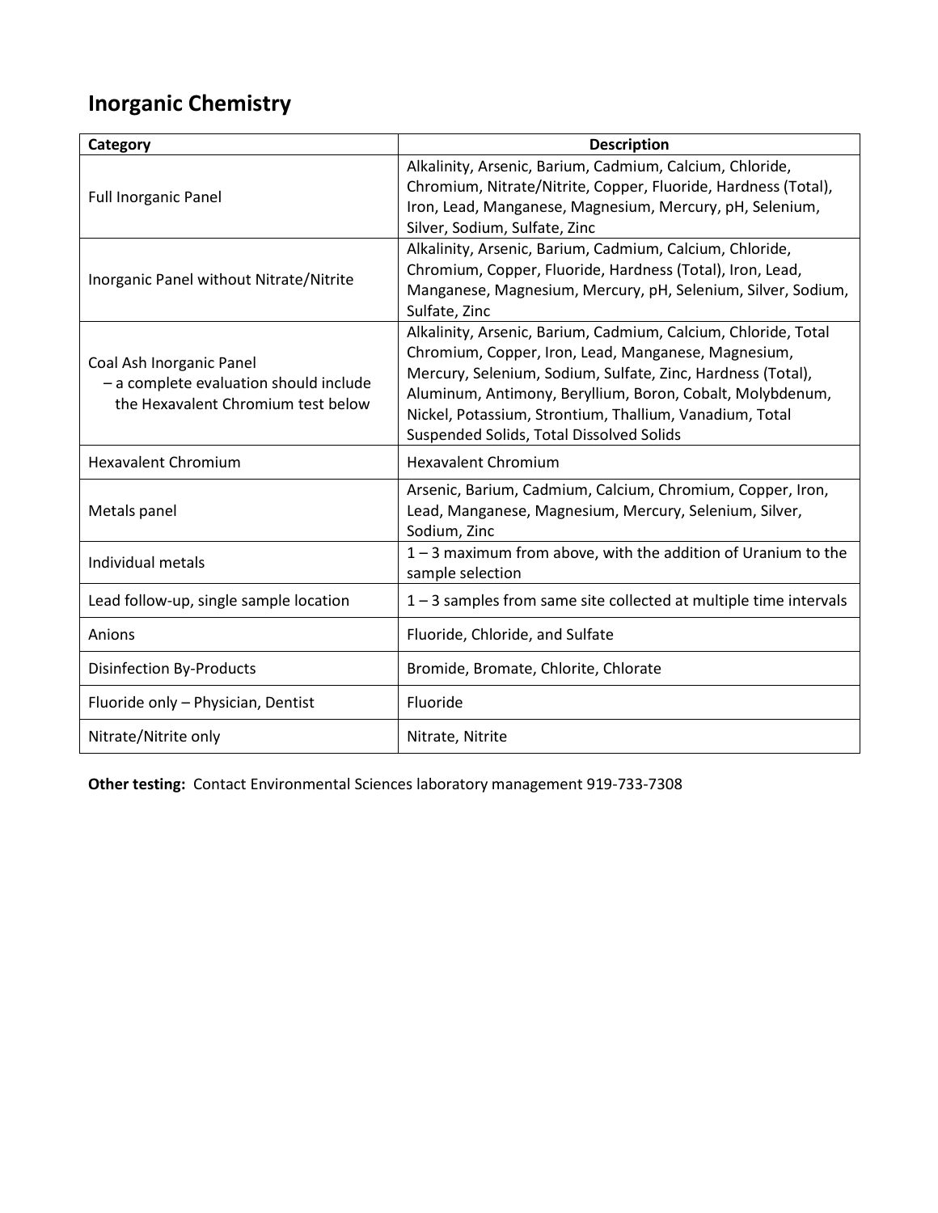## Inorganic Chemistry

| Category | Description |
|---|---|
| Full Inorganic Panel | Alkalinity, Arsenic, Barium, Cadmium, Calcium, Chloride, Chromium, Nitrate/Nitrite, Copper, Fluoride, Hardness (Total), Iron, Lead, Manganese, Magnesium, Mercury, pH, Selenium, Silver, Sodium, Sulfate, Zinc |
| Inorganic Panel without Nitrate/Nitrite | Alkalinity, Arsenic, Barium, Cadmium, Calcium, Chloride, Chromium, Copper, Fluoride, Hardness (Total), Iron, Lead, Manganese, Magnesium, Mercury, pH, Selenium, Silver, Sodium, Sulfate, Zinc |
| Coal Ash Inorganic Panel – a complete evaluation should include the Hexavalent Chromium test below | Alkalinity, Arsenic, Barium, Cadmium, Calcium, Chloride, Total Chromium, Copper, Iron, Lead, Manganese, Magnesium, Mercury, Selenium, Sodium, Sulfate, Zinc, Hardness (Total), Aluminum, Antimony, Beryllium, Boron, Cobalt, Molybdenum, Nickel, Potassium, Strontium, Thallium, Vanadium, Total Suspended Solids, Total Dissolved Solids |
| Hexavalent Chromium | Hexavalent Chromium |
| Metals panel | Arsenic, Barium, Cadmium, Calcium, Chromium, Copper, Iron, Lead, Manganese, Magnesium, Mercury, Selenium, Silver, Sodium, Zinc |
| Individual metals | 1 – 3 maximum from above, with the addition of Uranium to the sample selection |
| Lead follow-up, single sample location | 1 – 3 samples from same site collected at multiple time intervals |
| Anions | Fluoride, Chloride, and Sulfate |
| Disinfection By-Products | Bromide, Bromate, Chlorite, Chlorate |
| Fluoride only – Physician, Dentist | Fluoride |
| Nitrate/Nitrite only | Nitrate, Nitrite |

**Other testing:** Contact Environmental Sciences laboratory management 919-733-7308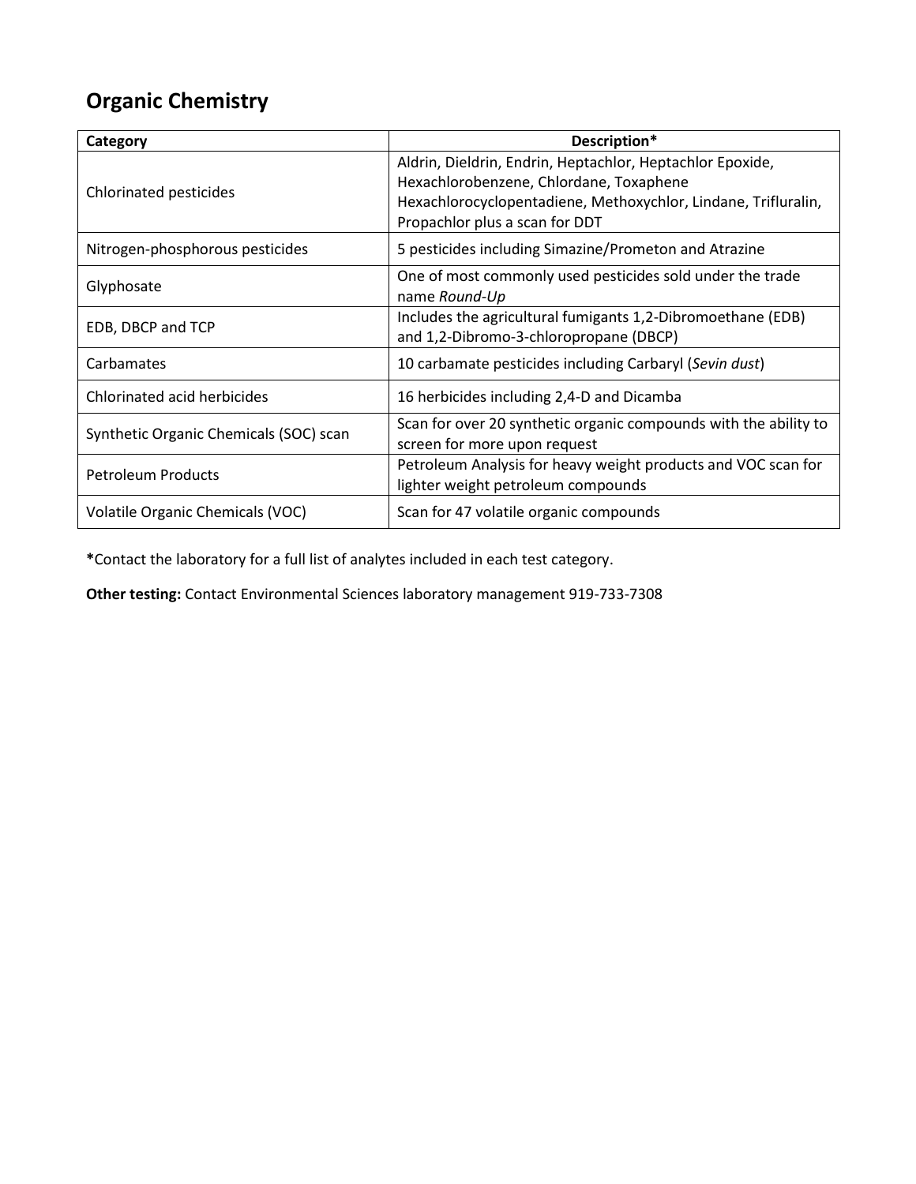## Organic Chemistry

| Category | Description* |
|---|---|
| Chlorinated pesticides | Aldrin, Dieldrin, Endrin, Heptachlor, Heptachlor Epoxide, Hexachlorobenzene, Chlordane, Toxaphene Hexachlorocyclopentadiene, Methoxychlor, Lindane, Trifluralin, Propachlor plus a scan for DDT |
| Nitrogen-phosphorous pesticides | 5 pesticides including Simazine/Prometon and Atrazine |
| Glyphosate | One of most commonly used pesticides sold under the trade name *Round-Up* |
| EDB, DBCP and TCP | Includes the agricultural fumigants 1,2-Dibromoethane (EDB) and 1,2-Dibromo-3-chloropropane (DBCP) |
| Carbamates | 10 carbamate pesticides including Carbaryl (*Sevin dust*) |
| Chlorinated acid herbicides | 16 herbicides including 2,4-D and Dicamba |
| Synthetic Organic Chemicals (SOC) scan | Scan for over 20 synthetic organic compounds with the ability to screen for more upon request |
| Petroleum Products | Petroleum Analysis for heavy weight products and VOC scan for lighter weight petroleum compounds |
| Volatile Organic Chemicals (VOC) | Scan for 47 volatile organic compounds |

**\***Contact the laboratory for a full list of analytes included in each test category.

**Other testing:** Contact Environmental Sciences laboratory management 919-733-7308